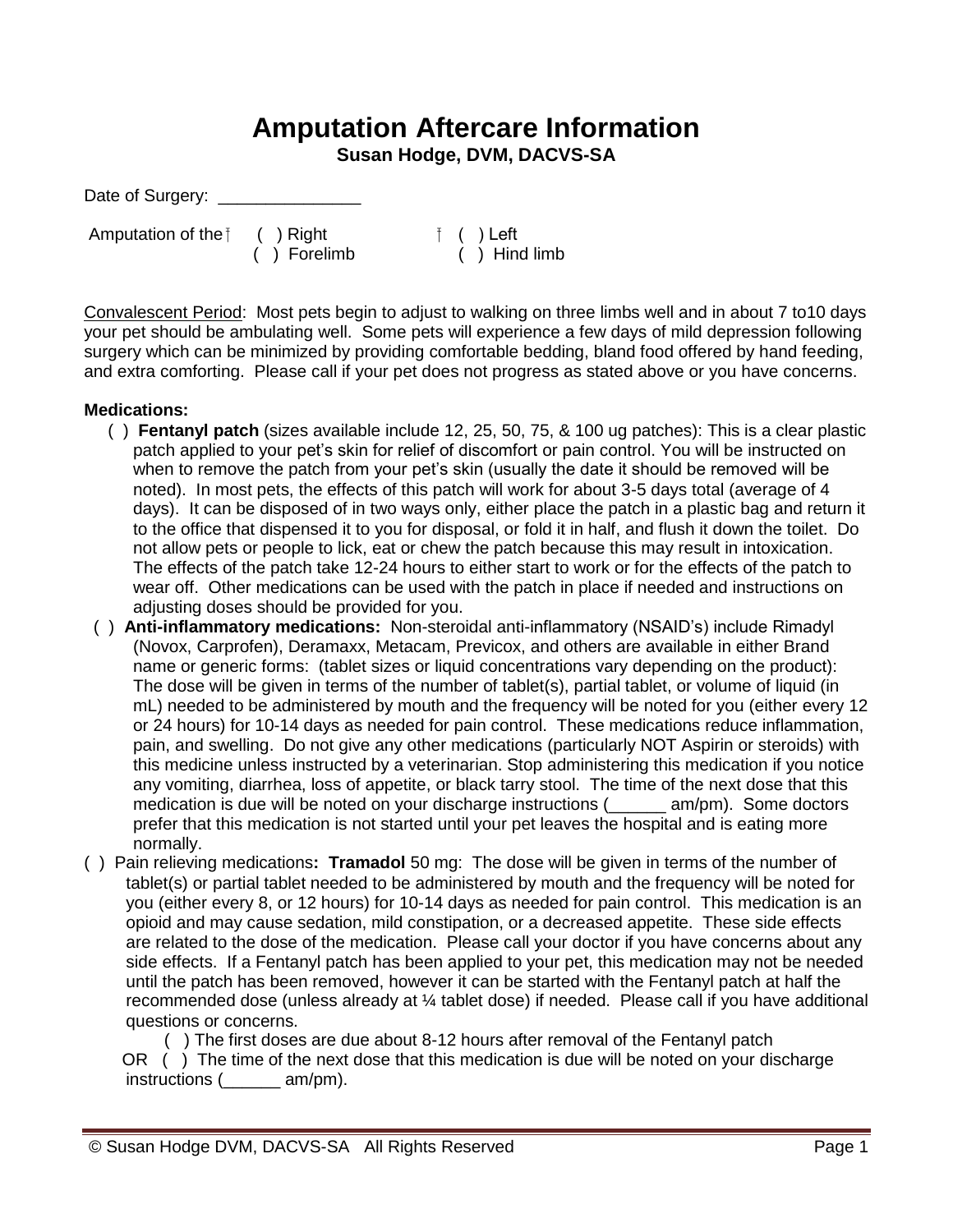# Amputation Aftercare Information

**Susan Hodge, DVM, DACVS-SA**

Date of Surgery: _______________

Amputation of the ( ) Right ( ) Left
( ) Forelimb ( ) Hind limb

Convalescent Period: Most pets begin to adjust to walking on three limbs well and in about 7 to10 days your pet should be ambulating well. Some pets will experience a few days of mild depression following surgery which can be minimized by providing comfortable bedding, bland food offered by hand feeding, and extra comforting. Please call if your pet does not progress as stated above or you have concerns.

**Medications:**

( ) **Fentanyl patch** (sizes available include 12, 25, 50, 75, & 100 ug patches): This is a clear plastic patch applied to your pet's skin for relief of discomfort or pain control. You will be instructed on when to remove the patch from your pet's skin (usually the date it should be removed will be noted). In most pets, the effects of this patch will work for about 3-5 days total (average of 4 days). It can be disposed of in two ways only, either place the patch in a plastic bag and return it to the office that dispensed it to you for disposal, or fold it in half, and flush it down the toilet. Do not allow pets or people to lick, eat or chew the patch because this may result in intoxication. The effects of the patch take 12-24 hours to either start to work or for the effects of the patch to wear off. Other medications can be used with the patch in place if needed and instructions on adjusting doses should be provided for you.

( ) **Anti-inflammatory medications:** Non-steroidal anti-inflammatory (NSAID's) include Rimadyl (Novox, Carprofen), Deramaxx, Metacam, Previcox, and others are available in either Brand name or generic forms: (tablet sizes or liquid concentrations vary depending on the product): The dose will be given in terms of the number of tablet(s), partial tablet, or volume of liquid (in mL) needed to be administered by mouth and the frequency will be noted for you (either every 12 or 24 hours) for 10-14 days as needed for pain control. These medications reduce inflammation, pain, and swelling. Do not give any other medications (particularly NOT Aspirin or steroids) with this medicine unless instructed by a veterinarian. Stop administering this medication if you notice any vomiting, diarrhea, loss of appetite, or black tarry stool. The time of the next dose that this medication is due will be noted on your discharge instructions (______ am/pm). Some doctors prefer that this medication is not started until your pet leaves the hospital and is eating more normally.

( ) Pain relieving medications**:** **Tramadol** 50 mg: The dose will be given in terms of the number of tablet(s) or partial tablet needed to be administered by mouth and the frequency will be noted for you (either every 8, or 12 hours) for 10-14 days as needed for pain control. This medication is an opioid and may cause sedation, mild constipation, or a decreased appetite. These side effects are related to the dose of the medication. Please call your doctor if you have concerns about any side effects. If a Fentanyl patch has been applied to your pet, this medication may not be needed until the patch has been removed, however it can be started with the Fentanyl patch at half the recommended dose (unless already at ¼ tablet dose) if needed. Please call if you have additional questions or concerns.

( ) The first doses are due about 8-12 hours after removal of the Fentanyl patch

OR ( ) The time of the next dose that this medication is due will be noted on your discharge instructions (______ am/pm).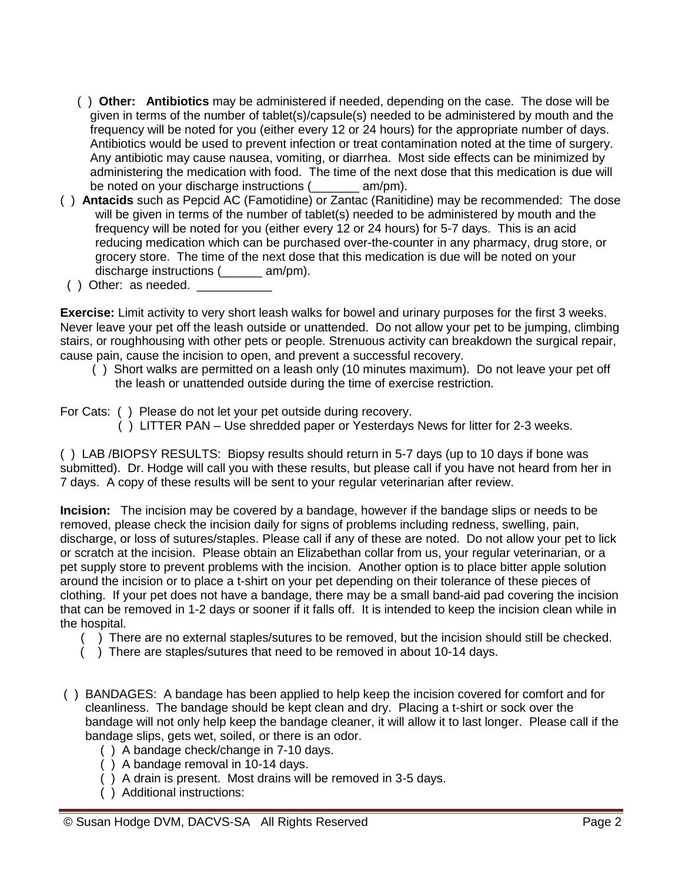( ) **Other: Antibiotics** may be administered if needed, depending on the case. The dose will be given in terms of the number of tablet(s)/capsule(s) needed to be administered by mouth and the frequency will be noted for you (either every 12 or 24 hours) for the appropriate number of days. Antibiotics would be used to prevent infection or treat contamination noted at the time of surgery. Any antibiotic may cause nausea, vomiting, or diarrhea. Most side effects can be minimized by administering the medication with food. The time of the next dose that this medication is due will be noted on your discharge instructions (_______ am/pm).

( ) **Antacids** such as Pepcid AC (Famotidine) or Zantac (Ranitidine) may be recommended: The dose will be given in terms of the number of tablet(s) needed to be administered by mouth and the frequency will be noted for you (either every 12 or 24 hours) for 5-7 days. This is an acid reducing medication which can be purchased over-the-counter in any pharmacy, drug store, or grocery store. The time of the next dose that this medication is due will be noted on your discharge instructions (______ am/pm).

( ) Other: as needed. ___________

**Exercise:** Limit activity to very short leash walks for bowel and urinary purposes for the first 3 weeks. Never leave your pet off the leash outside or unattended. Do not allow your pet to be jumping, climbing stairs, or roughhousing with other pets or people. Strenuous activity can breakdown the surgical repair, cause pain, cause the incision to open, and prevent a successful recovery.

( ) Short walks are permitted on a leash only (10 minutes maximum). Do not leave your pet off the leash or unattended outside during the time of exercise restriction.

For Cats: ( ) Please do not let your pet outside during recovery.

( ) LITTER PAN – Use shredded paper or Yesterdays News for litter for 2-3 weeks.

( ) LAB /BIOPSY RESULTS: Biopsy results should return in 5-7 days (up to 10 days if bone was submitted). Dr. Hodge will call you with these results, but please call if you have not heard from her in 7 days. A copy of these results will be sent to your regular veterinarian after review.

**Incision:** The incision may be covered by a bandage, however if the bandage slips or needs to be removed, please check the incision daily for signs of problems including redness, swelling, pain, discharge, or loss of sutures/staples. Please call if any of these are noted. Do not allow your pet to lick or scratch at the incision. Please obtain an Elizabethan collar from us, your regular veterinarian, or a pet supply store to prevent problems with the incision. Another option is to place bitter apple solution around the incision or to place a t-shirt on your pet depending on their tolerance of these pieces of clothing. If your pet does not have a bandage, there may be a small band-aid pad covering the incision that can be removed in 1-2 days or sooner if it falls off. It is intended to keep the incision clean while in the hospital.

( ) There are no external staples/sutures to be removed, but the incision should still be checked.

( ) There are staples/sutures that need to be removed in about 10-14 days.

( ) BANDAGES: A bandage has been applied to help keep the incision covered for comfort and for cleanliness. The bandage should be kept clean and dry. Placing a t-shirt or sock over the bandage will not only help keep the bandage cleaner, it will allow it to last longer. Please call if the bandage slips, gets wet, soiled, or there is an odor.

( ) A bandage check/change in 7-10 days.

( ) A bandage removal in 10-14 days.

( ) A drain is present. Most drains will be removed in 3-5 days.

( ) Additional instructions: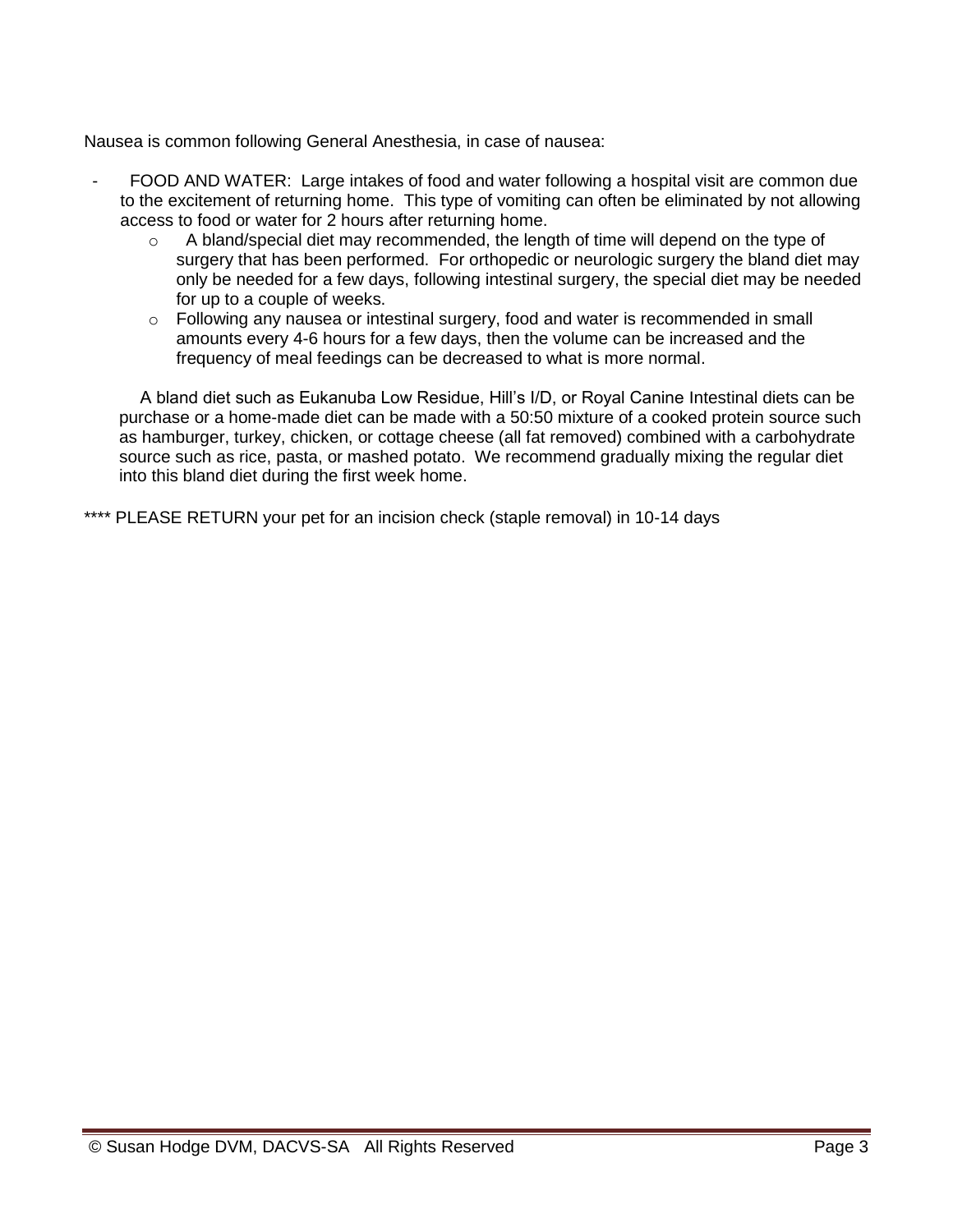Nausea is common following General Anesthesia, in case of nausea:

- FOOD AND WATER: Large intakes of food and water following a hospital visit are common due to the excitement of returning home. This type of vomiting can often be eliminated by not allowing access to food or water for 2 hours after returning home.
    - A bland/special diet may recommended, the length of time will depend on the type of surgery that has been performed. For orthopedic or neurologic surgery the bland diet may only be needed for a few days, following intestinal surgery, the special diet may be needed for up to a couple of weeks.
    - Following any nausea or intestinal surgery, food and water is recommended in small amounts every 4-6 hours for a few days, then the volume can be increased and the frequency of meal feedings can be decreased to what is more normal.

  A bland diet such as Eukanuba Low Residue, Hill's I/D, or Royal Canine Intestinal diets can be purchase or a home-made diet can be made with a 50:50 mixture of a cooked protein source such as hamburger, turkey, chicken, or cottage cheese (all fat removed) combined with a carbohydrate source such as rice, pasta, or mashed potato. We recommend gradually mixing the regular diet into this bland diet during the first week home.

**** PLEASE RETURN your pet for an incision check (staple removal) in 10-14 days

© Susan Hodge DVM, DACVS-SA All Rights Reserved